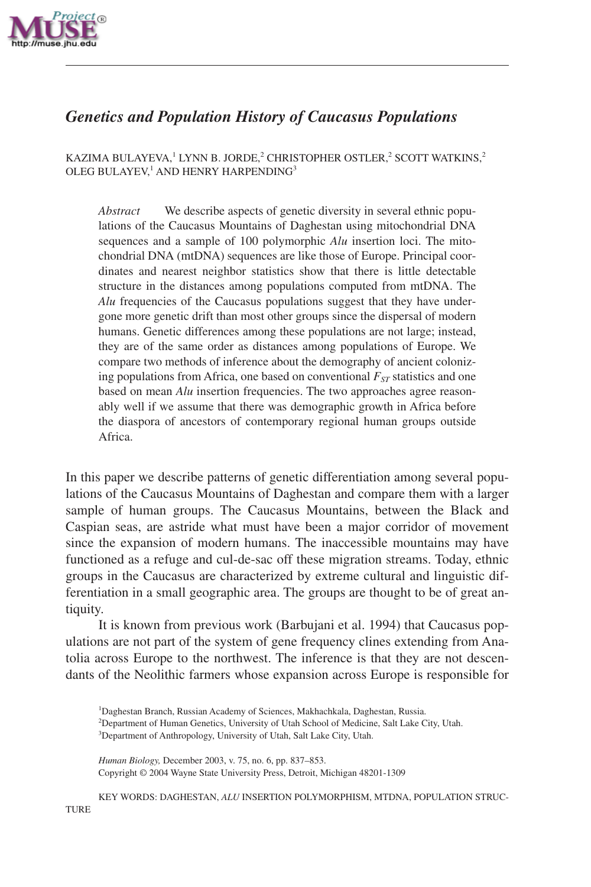# *Genetics and Population History of Caucasus Populations*

KAZIMA BULAYEVA,[1] LYNN B. JORDE,[2] CHRISTOPHER OSTLER,[2] SCOTT WATKINS,[2] OLEG BULAYEV,[1] AND HENRY HARPENDING[3]

*Abstract* We describe aspects of genetic diversity in several ethnic populations of the Caucasus Mountains of Daghestan using mitochondrial DNA sequences and a sample of 100 polymorphic *Alu* insertion loci. The mitochondrial DNA (mtDNA) sequences are like those of Europe. Principal coordinates and nearest neighbor statistics show that there is little detectable structure in the distances among populations computed from mtDNA. The *Alu* frequencies of the Caucasus populations suggest that they have undergone more genetic drift than most other groups since the dispersal of modern humans. Genetic differences among these populations are not large; instead, they are of the same order as distances among populations of Europe. We compare two methods of inference about the demography of ancient colonizing populations from Africa, one based on conventional $F_{ST}$ statistics and one based on mean *Alu* insertion frequencies. The two approaches agree reasonably well if we assume that there was demographic growth in Africa before the diaspora of ancestors of contemporary regional human groups outside Africa.

In this paper we describe patterns of genetic differentiation among several populations of the Caucasus Mountains of Daghestan and compare them with a larger sample of human groups. The Caucasus Mountains, between the Black and Caspian seas, are astride what must have been a major corridor of movement since the expansion of modern humans. The inaccessible mountains may have functioned as a refuge and cul-de-sac off these migration streams. Today, ethnic groups in the Caucasus are characterized by extreme cultural and linguistic differentiation in a small geographic area. The groups are thought to be of great antiquity.

It is known from previous work (Barbujani et al. 1994) that Caucasus populations are not part of the system of gene frequency clines extending from Anatolia across Europe to the northwest. The inference is that they are not descendants of the Neolithic farmers whose expansion across Europe is responsible for

[1]Daghestan Branch, Russian Academy of Sciences, Makhachkala, Daghestan, Russia.
[2]Department of Human Genetics, University of Utah School of Medicine, Salt Lake City, Utah.
[3]Department of Anthropology, University of Utah, Salt Lake City, Utah.

*Human Biology,* December 2003, v. 75, no. 6, pp. 837–853.
Copyright © 2004 Wayne State University Press, Detroit, Michigan 48201-1309

KEY WORDS: DAGHESTAN, *ALU* INSERTION POLYMORPHISM, MTDNA, POPULATION STRUCTURE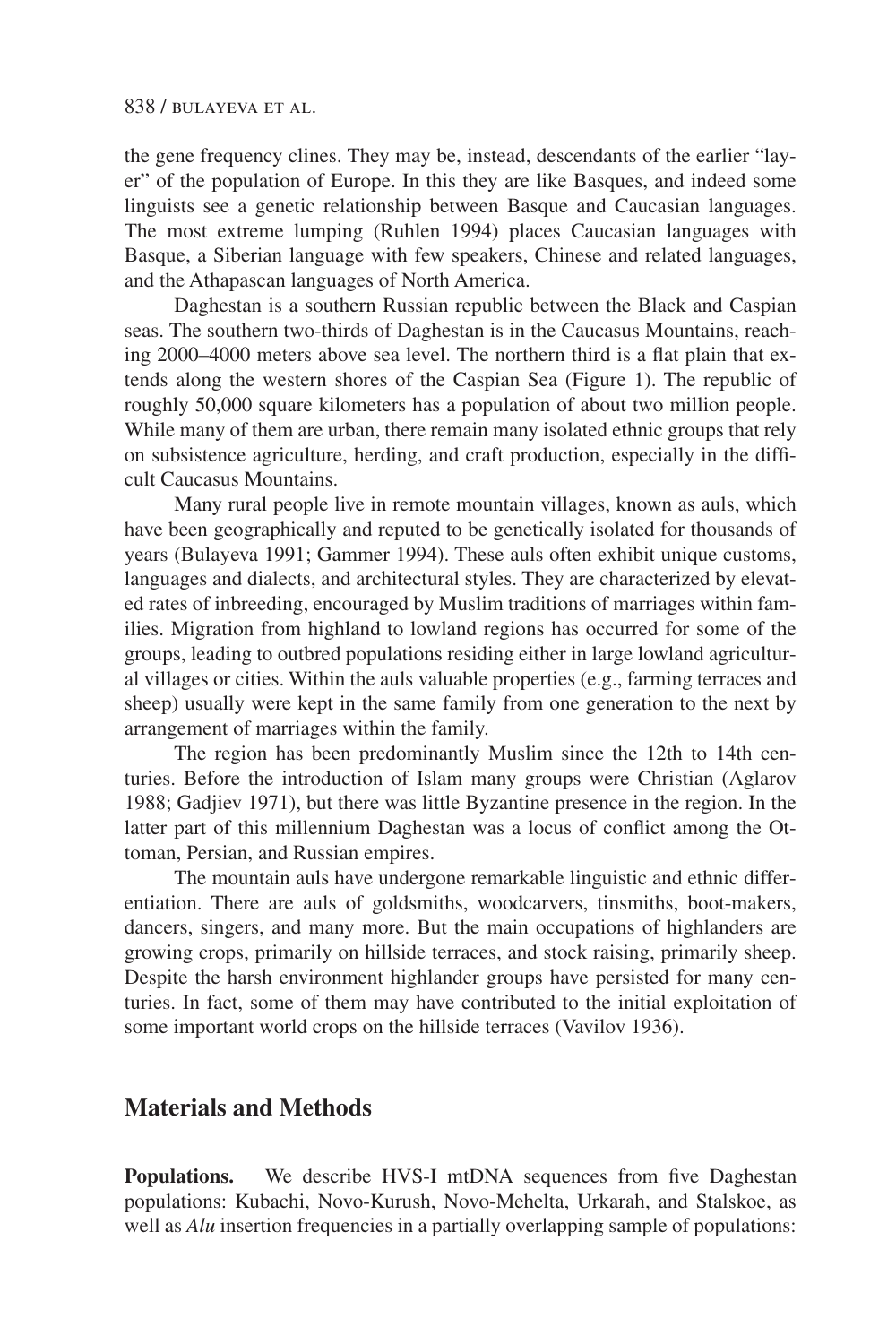the gene frequency clines. They may be, instead, descendants of the earlier "layer" of the population of Europe. In this they are like Basques, and indeed some linguists see a genetic relationship between Basque and Caucasian languages. The most extreme lumping (Ruhlen 1994) places Caucasian languages with Basque, a Siberian language with few speakers, Chinese and related languages, and the Athapascan languages of North America.

Daghestan is a southern Russian republic between the Black and Caspian seas. The southern two-thirds of Daghestan is in the Caucasus Mountains, reaching 2000–4000 meters above sea level. The northern third is a flat plain that extends along the western shores of the Caspian Sea (Figure 1). The republic of roughly 50,000 square kilometers has a population of about two million people. While many of them are urban, there remain many isolated ethnic groups that rely on subsistence agriculture, herding, and craft production, especially in the difficult Caucasus Mountains.

Many rural people live in remote mountain villages, known as auls, which have been geographically and reputed to be genetically isolated for thousands of years (Bulayeva 1991; Gammer 1994). These auls often exhibit unique customs, languages and dialects, and architectural styles. They are characterized by elevated rates of inbreeding, encouraged by Muslim traditions of marriages within families. Migration from highland to lowland regions has occurred for some of the groups, leading to outbred populations residing either in large lowland agricultural villages or cities. Within the auls valuable properties (e.g., farming terraces and sheep) usually were kept in the same family from one generation to the next by arrangement of marriages within the family.

The region has been predominantly Muslim since the 12th to 14th centuries. Before the introduction of Islam many groups were Christian (Aglarov 1988; Gadjiev 1971), but there was little Byzantine presence in the region. In the latter part of this millennium Daghestan was a locus of conflict among the Ottoman, Persian, and Russian empires.

The mountain auls have undergone remarkable linguistic and ethnic differentiation. There are auls of goldsmiths, woodcarvers, tinsmiths, boot-makers, dancers, singers, and many more. But the main occupations of highlanders are growing crops, primarily on hillside terraces, and stock raising, primarily sheep. Despite the harsh environment highlander groups have persisted for many centuries. In fact, some of them may have contributed to the initial exploitation of some important world crops on the hillside terraces (Vavilov 1936).

## Materials and Methods

**Populations.** We describe HVS-I mtDNA sequences from five Daghestan populations: Kubachi, Novo-Kurush, Novo-Mehelta, Urkarah, and Stalskoe, as well as *Alu* insertion frequencies in a partially overlapping sample of populations: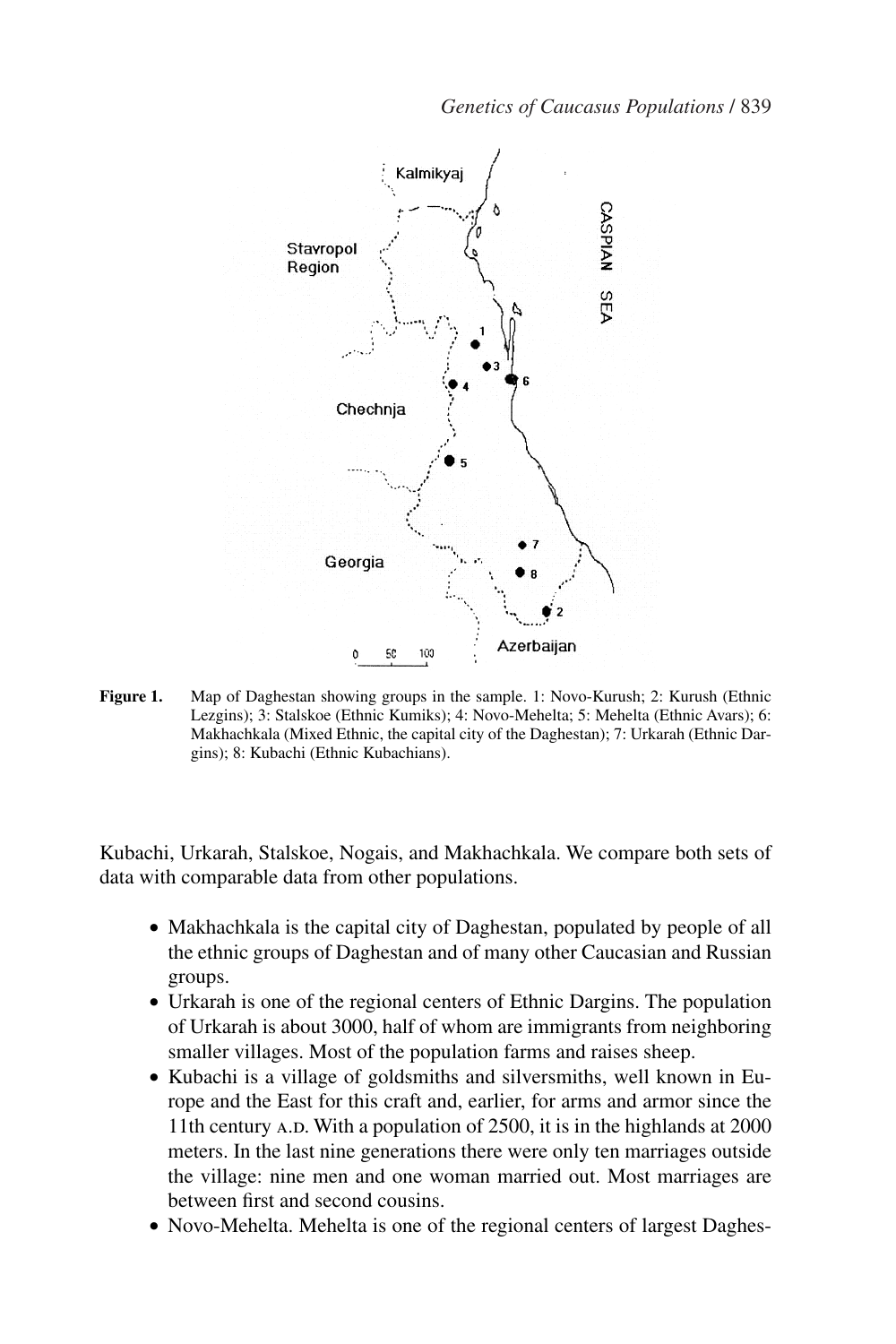**Figure 1.** Map of Daghestan showing groups in the sample. 1: Novo-Kurush; 2: Kurush (Ethnic Lezgins); 3: Stalskoe (Ethnic Kumiks); 4: Novo-Mehelta; 5: Mehelta (Ethnic Avars); 6: Makhachkala (Mixed Ethnic, the capital city of the Daghestan); 7: Urkarah (Ethnic Dargins); 8: Kubachi (Ethnic Kubachians).

Kubachi, Urkarah, Stalskoe, Nogais, and Makhachkala. We compare both sets of data with comparable data from other populations.

- Makhachkala is the capital city of Daghestan, populated by people of all the ethnic groups of Daghestan and of many other Caucasian and Russian groups.
- Urkarah is one of the regional centers of Ethnic Dargins. The population of Urkarah is about 3000, half of whom are immigrants from neighboring smaller villages. Most of the population farms and raises sheep.
- Kubachi is a village of goldsmiths and silversmiths, well known in Europe and the East for this craft and, earlier, for arms and armor since the 11th century A.D. With a population of 2500, it is in the highlands at 2000 meters. In the last nine generations there were only ten marriages outside the village: nine men and one woman married out. Most marriages are between first and second cousins.
- Novo-Mehelta. Mehelta is one of the regional centers of largest Daghes-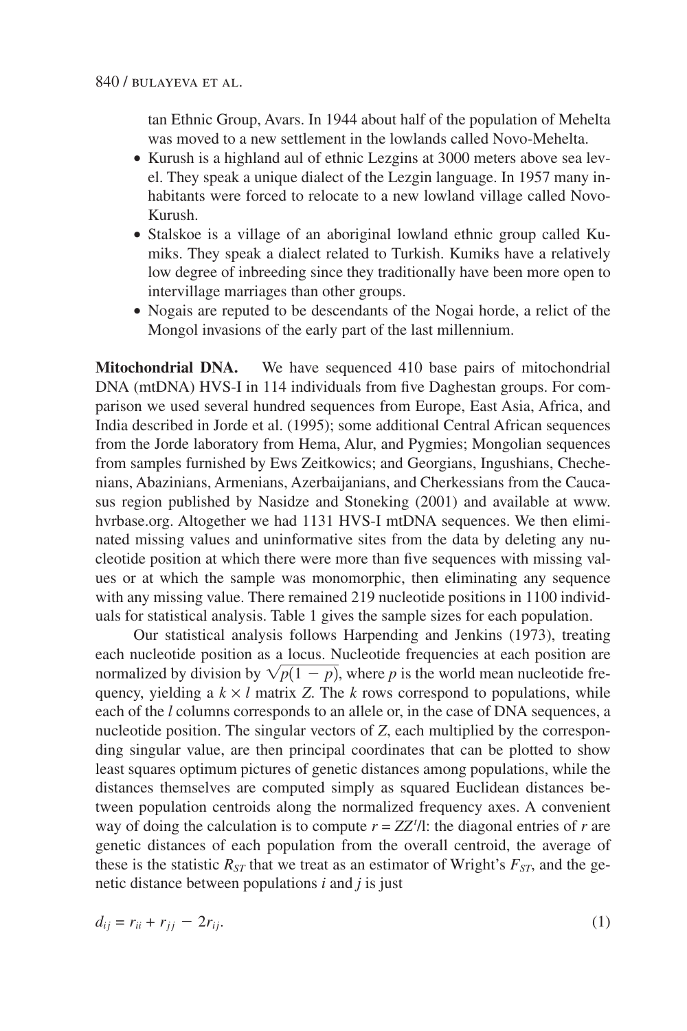tan Ethnic Group, Avars. In 1944 about half of the population of Mehelta was moved to a new settlement in the lowlands called Novo-Mehelta.

- Kurush is a highland aul of ethnic Lezgins at 3000 meters above sea level. They speak a unique dialect of the Lezgin language. In 1957 many inhabitants were forced to relocate to a new lowland village called Novo-Kurush.
- Stalskoe is a village of an aboriginal lowland ethnic group called Kumiks. They speak a dialect related to Turkish. Kumiks have a relatively low degree of inbreeding since they traditionally have been more open to intervillage marriages than other groups.
- Nogais are reputed to be descendants of the Nogai horde, a relict of the Mongol invasions of the early part of the last millennium.

**Mitochondrial DNA.** We have sequenced 410 base pairs of mitochondrial DNA (mtDNA) HVS-I in 114 individuals from five Daghestan groups. For comparison we used several hundred sequences from Europe, East Asia, Africa, and India described in Jorde et al. (1995); some additional Central African sequences from the Jorde laboratory from Hema, Alur, and Pygmies; Mongolian sequences from samples furnished by Ews Zeitkowics; and Georgians, Ingushians, Chechenians, Abazinians, Armenians, Azerbaijanians, and Cherkessians from the Caucasus region published by Nasidze and Stoneking (2001) and available at www.hvrbase.org. Altogether we had 1131 HVS-I mtDNA sequences. We then eliminated missing values and uninformative sites from the data by deleting any nucleotide position at which there were more than five sequences with missing values or at which the sample was monomorphic, then eliminating any sequence with any missing value. There remained 219 nucleotide positions in 1100 individuals for statistical analysis. Table 1 gives the sample sizes for each population.

Our statistical analysis follows Harpending and Jenkins (1973), treating each nucleotide position as a locus. Nucleotide frequencies at each position are normalized by division by $\sqrt{p(1-p)}$, where $p$ is the world mean nucleotide frequency, yielding a $k \times l$ matrix $Z$. The $k$ rows correspond to populations, while each of the $l$ columns corresponds to an allele or, in the case of DNA sequences, a nucleotide position. The singular vectors of $Z$, each multiplied by the corresponding singular value, are then principal coordinates that can be plotted to show least squares optimum pictures of genetic distances among populations, while the distances themselves are computed simply as squared Euclidean distances between population centroids along the normalized frequency axes. A convenient way of doing the calculation is to compute $r = ZZ'/l$: the diagonal entries of $r$ are genetic distances of each population from the overall centroid, the average of these is the statistic $R_{ST}$ that we treat as an estimator of Wright's $F_{ST}$, and the genetic distance between populations $i$ and $j$ is just

$$d_{ij} = r_{ii} + r_{jj} - 2r_{ij}. \tag{1}$$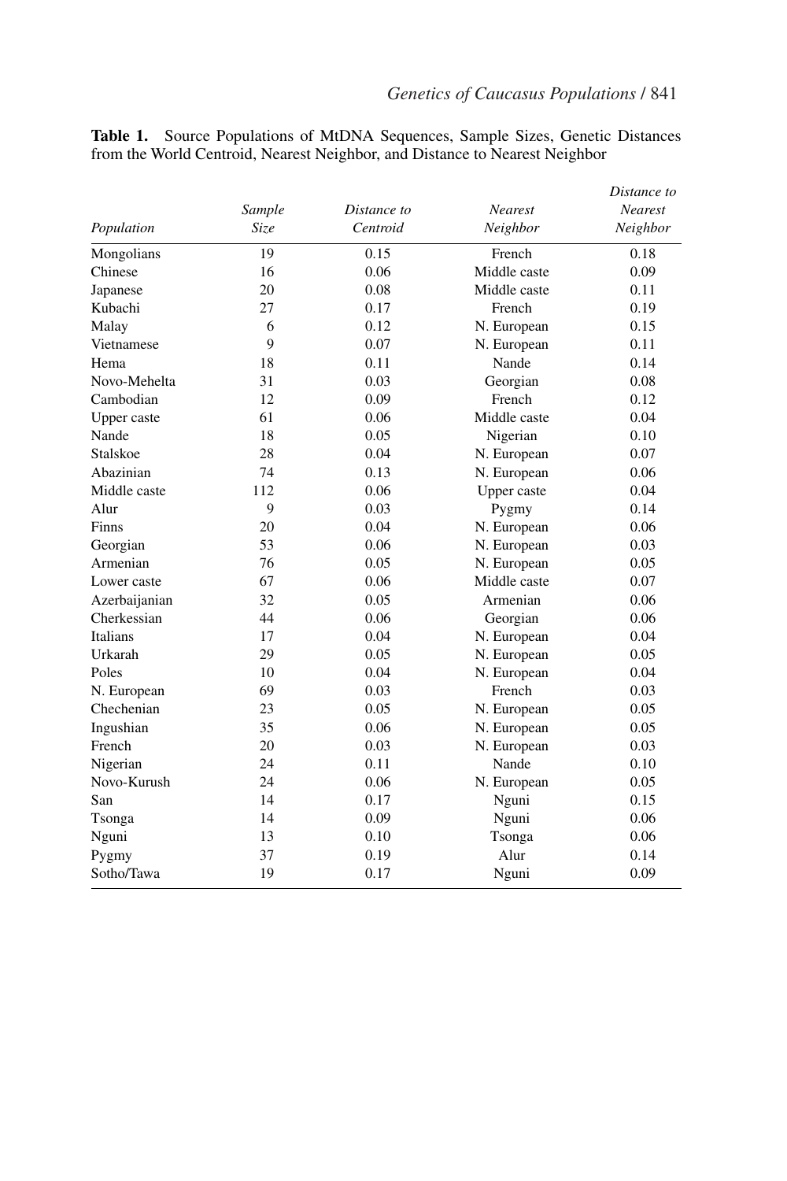**Table 1.** Source Populations of MtDNA Sequences, Sample Sizes, Genetic Distances from the World Centroid, Nearest Neighbor, and Distance to Nearest Neighbor

| *Population* | *Sample Size* | *Distance to Centroid* | *Nearest Neighbor* | *Distance to Nearest Neighbor* |
|---|---|---|---|---|
| Mongolians | 19 | 0.15 | French | 0.18 |
| Chinese | 16 | 0.06 | Middle caste | 0.09 |
| Japanese | 20 | 0.08 | Middle caste | 0.11 |
| Kubachi | 27 | 0.17 | French | 0.19 |
| Malay | 6 | 0.12 | N. European | 0.15 |
| Vietnamese | 9 | 0.07 | N. European | 0.11 |
| Hema | 18 | 0.11 | Nande | 0.14 |
| Novo-Mehelta | 31 | 0.03 | Georgian | 0.08 |
| Cambodian | 12 | 0.09 | French | 0.12 |
| Upper caste | 61 | 0.06 | Middle caste | 0.04 |
| Nande | 18 | 0.05 | Nigerian | 0.10 |
| Stalskoe | 28 | 0.04 | N. European | 0.07 |
| Abazinian | 74 | 0.13 | N. European | 0.06 |
| Middle caste | 112 | 0.06 | Upper caste | 0.04 |
| Alur | 9 | 0.03 | Pygmy | 0.14 |
| Finns | 20 | 0.04 | N. European | 0.06 |
| Georgian | 53 | 0.06 | N. European | 0.03 |
| Armenian | 76 | 0.05 | N. European | 0.05 |
| Lower caste | 67 | 0.06 | Middle caste | 0.07 |
| Azerbaijanian | 32 | 0.05 | Armenian | 0.06 |
| Cherkessian | 44 | 0.06 | Georgian | 0.06 |
| Italians | 17 | 0.04 | N. European | 0.04 |
| Urkarah | 29 | 0.05 | N. European | 0.05 |
| Poles | 10 | 0.04 | N. European | 0.04 |
| N. European | 69 | 0.03 | French | 0.03 |
| Chechenian | 23 | 0.05 | N. European | 0.05 |
| Ingushian | 35 | 0.06 | N. European | 0.05 |
| French | 20 | 0.03 | N. European | 0.03 |
| Nigerian | 24 | 0.11 | Nande | 0.10 |
| Novo-Kurush | 24 | 0.06 | N. European | 0.05 |
| San | 14 | 0.17 | Nguni | 0.15 |
| Tsonga | 14 | 0.09 | Nguni | 0.06 |
| Nguni | 13 | 0.10 | Tsonga | 0.06 |
| Pygmy | 37 | 0.19 | Alur | 0.14 |
| Sotho/Tawa | 19 | 0.17 | Nguni | 0.09 |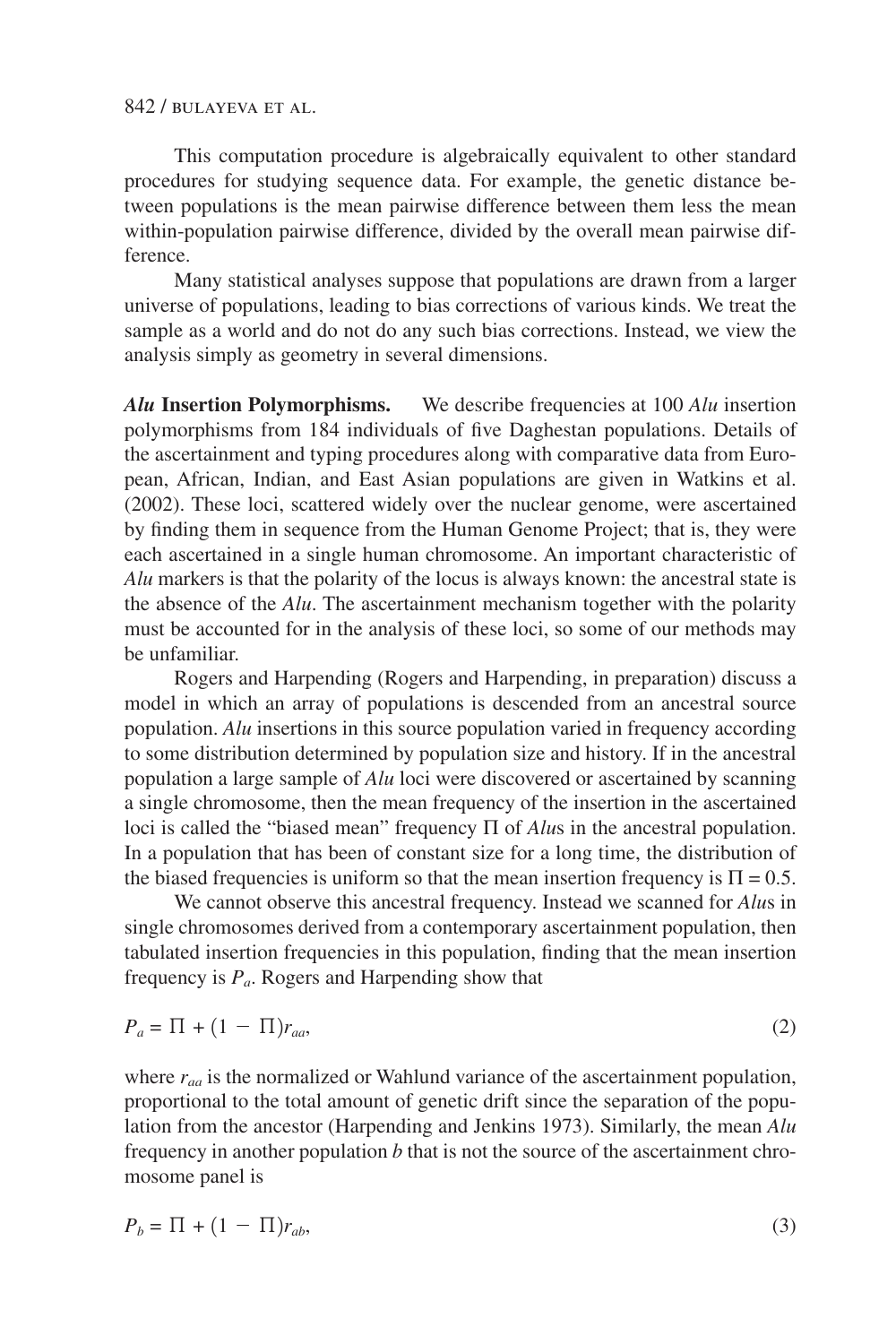This computation procedure is algebraically equivalent to other standard procedures for studying sequence data. For example, the genetic distance between populations is the mean pairwise difference between them less the mean within-population pairwise difference, divided by the overall mean pairwise difference.

Many statistical analyses suppose that populations are drawn from a larger universe of populations, leading to bias corrections of various kinds. We treat the sample as a world and do not do any such bias corrections. Instead, we view the analysis simply as geometry in several dimensions.

***Alu* Insertion Polymorphisms.** We describe frequencies at 100 *Alu* insertion polymorphisms from 184 individuals of five Daghestan populations. Details of the ascertainment and typing procedures along with comparative data from European, African, Indian, and East Asian populations are given in Watkins et al. (2002). These loci, scattered widely over the nuclear genome, were ascertained by finding them in sequence from the Human Genome Project; that is, they were each ascertained in a single human chromosome. An important characteristic of *Alu* markers is that the polarity of the locus is always known: the ancestral state is the absence of the *Alu*. The ascertainment mechanism together with the polarity must be accounted for in the analysis of these loci, so some of our methods may be unfamiliar.

Rogers and Harpending (Rogers and Harpending, in preparation) discuss a model in which an array of populations is descended from an ancestral source population. *Alu* insertions in this source population varied in frequency according to some distribution determined by population size and history. If in the ancestral population a large sample of *Alu* loci were discovered or ascertained by scanning a single chromosome, then the mean frequency of the insertion in the ascertained loci is called the "biased mean" frequency $\Pi$ of *Alu*s in the ancestral population. In a population that has been of constant size for a long time, the distribution of the biased frequencies is uniform so that the mean insertion frequency is $\Pi = 0.5$.

We cannot observe this ancestral frequency. Instead we scanned for *Alu*s in single chromosomes derived from a contemporary ascertainment population, then tabulated insertion frequencies in this population, finding that the mean insertion frequency is $P_a$. Rogers and Harpending show that

$$P_a = \Pi + (1 - \Pi)r_{aa}, \tag{2}$$

where $r_{aa}$ is the normalized or Wahlund variance of the ascertainment population, proportional to the total amount of genetic drift since the separation of the population from the ancestor (Harpending and Jenkins 1973). Similarly, the mean *Alu* frequency in another population $b$ that is not the source of the ascertainment chromosome panel is

$$P_b = \Pi + (1 - \Pi)r_{ab}, \tag{3}$$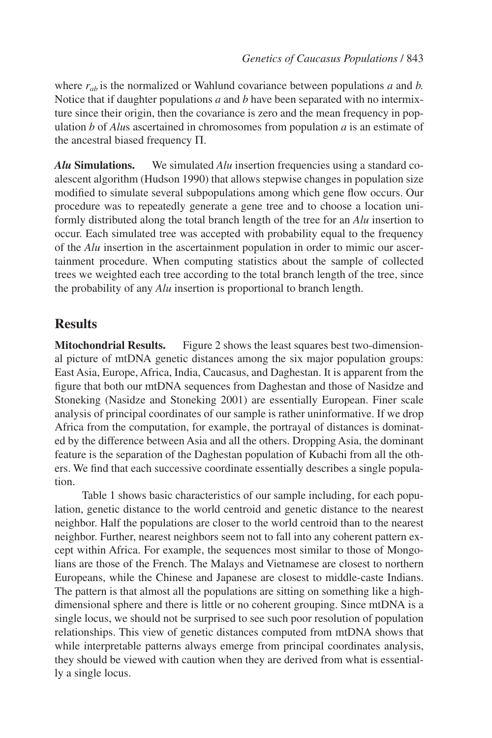where $r_{ab}$ is the normalized or Wahlund covariance between populations *a* and *b*. Notice that if daughter populations *a* and *b* have been separated with no intermixture since their origin, then the covariance is zero and the mean frequency in population *b* of *Alu*s ascertained in chromosomes from population *a* is an estimate of the ancestral biased frequency $\Pi$.

***Alu* Simulations.** We simulated *Alu* insertion frequencies using a standard coalescent algorithm (Hudson 1990) that allows stepwise changes in population size modified to simulate several subpopulations among which gene flow occurs. Our procedure was to repeatedly generate a gene tree and to choose a location uniformly distributed along the total branch length of the tree for an *Alu* insertion to occur. Each simulated tree was accepted with probability equal to the frequency of the *Alu* insertion in the ascertainment population in order to mimic our ascertainment procedure. When computing statistics about the sample of collected trees we weighted each tree according to the total branch length of the tree, since the probability of any *Alu* insertion is proportional to branch length.

## Results

**Mitochondrial Results.** Figure 2 shows the least squares best two-dimensional picture of mtDNA genetic distances among the six major population groups: East Asia, Europe, Africa, India, Caucasus, and Daghestan. It is apparent from the figure that both our mtDNA sequences from Daghestan and those of Nasidze and Stoneking (Nasidze and Stoneking 2001) are essentially European. Finer scale analysis of principal coordinates of our sample is rather uninformative. If we drop Africa from the computation, for example, the portrayal of distances is dominated by the difference between Asia and all the others. Dropping Asia, the dominant feature is the separation of the Daghestan population of Kubachi from all the others. We find that each successive coordinate essentially describes a single population.

Table 1 shows basic characteristics of our sample including, for each population, genetic distance to the world centroid and genetic distance to the nearest neighbor. Half the populations are closer to the world centroid than to the nearest neighbor. Further, nearest neighbors seem not to fall into any coherent pattern except within Africa. For example, the sequences most similar to those of Mongolians are those of the French. The Malays and Vietnamese are closest to northern Europeans, while the Chinese and Japanese are closest to middle-caste Indians. The pattern is that almost all the populations are sitting on something like a high-dimensional sphere and there is little or no coherent grouping. Since mtDNA is a single locus, we should not be surprised to see such poor resolution of population relationships. This view of genetic distances computed from mtDNA shows that while interpretable patterns always emerge from principal coordinates analysis, they should be viewed with caution when they are derived from what is essentially a single locus.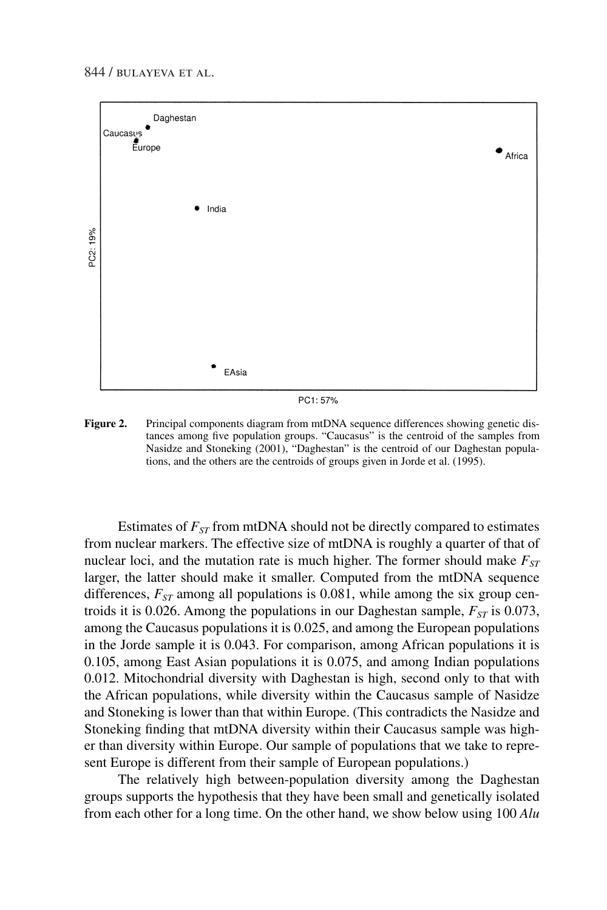Daghestan

Caucasus

Europe

Africa

India

EAsia

PC2: 19%

PC1: 57%

**Figure 2.** Principal components diagram from mtDNA sequence differences showing genetic distances among five population groups. "Caucasus" is the centroid of the samples from Nasidze and Stoneking (2001), "Daghestan" is the centroid of our Daghestan populations, and the others are the centroids of groups given in Jorde et al. (1995).

Estimates of $F_{ST}$ from mtDNA should not be directly compared to estimates from nuclear markers. The effective size of mtDNA is roughly a quarter of that of nuclear loci, and the mutation rate is much higher. The former should make $F_{ST}$ larger, the latter should make it smaller. Computed from the mtDNA sequence differences, $F_{ST}$ among all populations is 0.081, while among the six group centroids it is 0.026. Among the populations in our Daghestan sample, $F_{ST}$ is 0.073, among the Caucasus populations it is 0.025, and among the European populations in the Jorde sample it is 0.043. For comparison, among African populations it is 0.105, among East Asian populations it is 0.075, and among Indian populations 0.012. Mitochondrial diversity with Daghestan is high, second only to that with the African populations, while diversity within the Caucasus sample of Nasidze and Stoneking is lower than that within Europe. (This contradicts the Nasidze and Stoneking finding that mtDNA diversity within their Caucasus sample was higher than diversity within Europe. Our sample of populations that we take to represent Europe is different from their sample of European populations.)

The relatively high between-population diversity among the Daghestan groups supports the hypothesis that they have been small and genetically isolated from each other for a long time. On the other hand, we show below using 100 *Alu*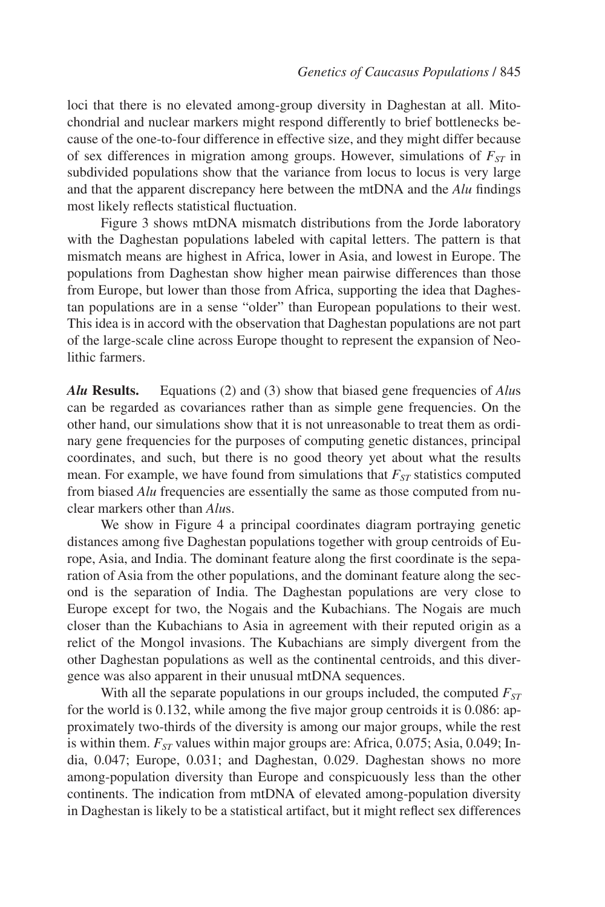loci that there is no elevated among-group diversity in Daghestan at all. Mitochondrial and nuclear markers might respond differently to brief bottlenecks because of the one-to-four difference in effective size, and they might differ because of sex differences in migration among groups. However, simulations of $F_{ST}$ in subdivided populations show that the variance from locus to locus is very large and that the apparent discrepancy here between the mtDNA and the *Alu* findings most likely reflects statistical fluctuation.

Figure 3 shows mtDNA mismatch distributions from the Jorde laboratory with the Daghestan populations labeled with capital letters. The pattern is that mismatch means are highest in Africa, lower in Asia, and lowest in Europe. The populations from Daghestan show higher mean pairwise differences than those from Europe, but lower than those from Africa, supporting the idea that Daghestan populations are in a sense "older" than European populations to their west. This idea is in accord with the observation that Daghestan populations are not part of the large-scale cline across Europe thought to represent the expansion of Neolithic farmers.

***Alu* Results.** Equations (2) and (3) show that biased gene frequencies of *Alu*s can be regarded as covariances rather than as simple gene frequencies. On the other hand, our simulations show that it is not unreasonable to treat them as ordinary gene frequencies for the purposes of computing genetic distances, principal coordinates, and such, but there is no good theory yet about what the results mean. For example, we have found from simulations that $F_{ST}$ statistics computed from biased *Alu* frequencies are essentially the same as those computed from nuclear markers other than *Alu*s.

We show in Figure 4 a principal coordinates diagram portraying genetic distances among five Daghestan populations together with group centroids of Europe, Asia, and India. The dominant feature along the first coordinate is the separation of Asia from the other populations, and the dominant feature along the second is the separation of India. The Daghestan populations are very close to Europe except for two, the Nogais and the Kubachians. The Nogais are much closer than the Kubachians to Asia in agreement with their reputed origin as a relict of the Mongol invasions. The Kubachians are simply divergent from the other Daghestan populations as well as the continental centroids, and this divergence was also apparent in their unusual mtDNA sequences.

With all the separate populations in our groups included, the computed $F_{ST}$ for the world is 0.132, while among the five major group centroids it is 0.086: approximately two-thirds of the diversity is among our major groups, while the rest is within them. $F_{ST}$ values within major groups are: Africa, 0.075; Asia, 0.049; India, 0.047; Europe, 0.031; and Daghestan, 0.029. Daghestan shows no more among-population diversity than Europe and conspicuously less than the other continents. The indication from mtDNA of elevated among-population diversity in Daghestan is likely to be a statistical artifact, but it might reflect sex differences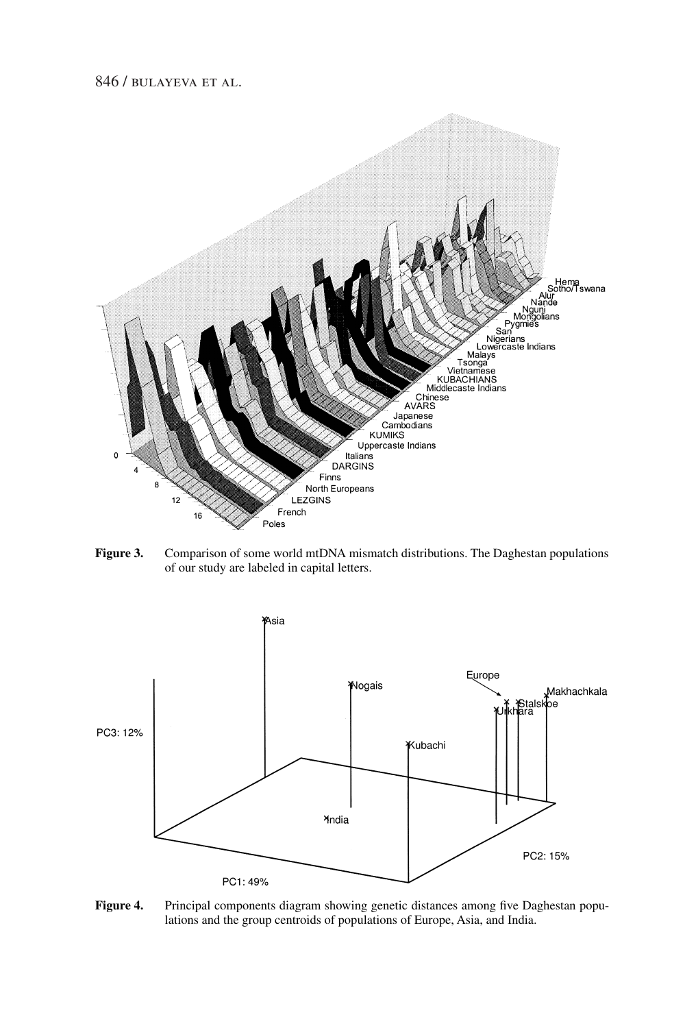Hema
Sotho/Tswana
Alur
Nande
Nguni
Mongolians
Pygmies
San
Nigerians
Lowercaste Indians
Malays
Tsonga
Vietnamese
KUBACHIANS
Middlecaste Indians
Chinese
AVARS
Japanese
Cambodians
KUMIKS
Uppercaste Indians
Italians
DARGINS
Finns
North Europeans
LEZGINS
French
Poles

0
4
8
12
16

**Figure 3.** Comparison of some world mtDNA mismatch distributions. The Daghestan populations of our study are labeled in capital letters.

Asia
Nogais
Europe
Makhachkala
Stalskoe
Urkhara
Kubachi
India
PC3: 12%
PC2: 15%
PC1: 49%

**Figure 4.** Principal components diagram showing genetic distances among five Daghestan populations and the group centroids of populations of Europe, Asia, and India.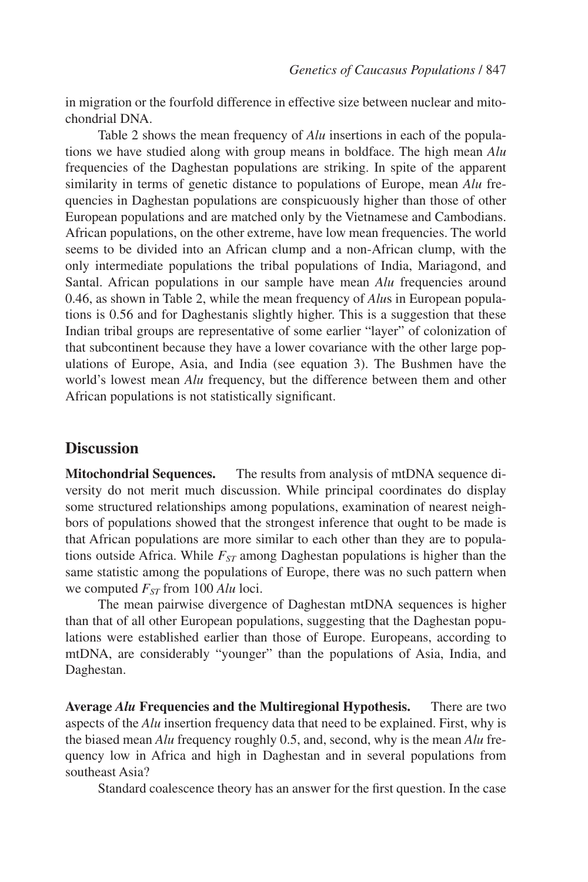in migration or the fourfold difference in effective size between nuclear and mitochondrial DNA.

Table 2 shows the mean frequency of *Alu* insertions in each of the populations we have studied along with group means in boldface. The high mean *Alu* frequencies of the Daghestan populations are striking. In spite of the apparent similarity in terms of genetic distance to populations of Europe, mean *Alu* frequencies in Daghestan populations are conspicuously higher than those of other European populations and are matched only by the Vietnamese and Cambodians. African populations, on the other extreme, have low mean frequencies. The world seems to be divided into an African clump and a non-African clump, with the only intermediate populations the tribal populations of India, Mariagond, and Santal. African populations in our sample have mean *Alu* frequencies around 0.46, as shown in Table 2, while the mean frequency of *Alu*s in European populations is 0.56 and for Daghestanis slightly higher. This is a suggestion that these Indian tribal groups are representative of some earlier "layer" of colonization of that subcontinent because they have a lower covariance with the other large populations of Europe, Asia, and India (see equation 3). The Bushmen have the world's lowest mean *Alu* frequency, but the difference between them and other African populations is not statistically significant.

## Discussion

**Mitochondrial Sequences.** The results from analysis of mtDNA sequence diversity do not merit much discussion. While principal coordinates do display some structured relationships among populations, examination of nearest neighbors of populations showed that the strongest inference that ought to be made is that African populations are more similar to each other than they are to populations outside Africa. While $F_{ST}$ among Daghestan populations is higher than the same statistic among the populations of Europe, there was no such pattern when we computed $F_{ST}$ from 100 *Alu* loci.

The mean pairwise divergence of Daghestan mtDNA sequences is higher than that of all other European populations, suggesting that the Daghestan populations were established earlier than those of Europe. Europeans, according to mtDNA, are considerably "younger" than the populations of Asia, India, and Daghestan.

**Average *Alu* Frequencies and the Multiregional Hypothesis.** There are two aspects of the *Alu* insertion frequency data that need to be explained. First, why is the biased mean *Alu* frequency roughly 0.5, and, second, why is the mean *Alu* frequency low in Africa and high in Daghestan and in several populations from southeast Asia?

Standard coalescence theory has an answer for the first question. In the case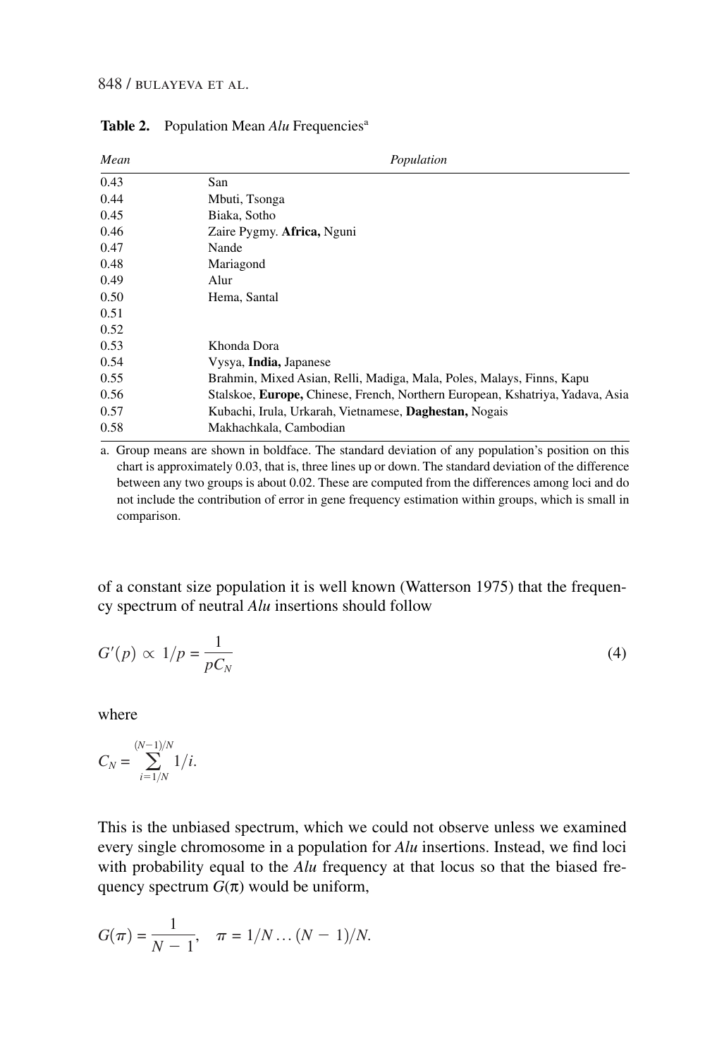**Table 2.** Population Mean *Alu* Frequencies[a]

| *Mean* | *Population* |
|---|---|
| 0.43 | San |
| 0.44 | Mbuti, Tsonga |
| 0.45 | Biaka, Sotho |
| 0.46 | Zaire Pygmy. **Africa,** Nguni |
| 0.47 | Nande |
| 0.48 | Mariagond |
| 0.49 | Alur |
| 0.50 | Hema, Santal |
| 0.51 | |
| 0.52 | |
| 0.53 | Khonda Dora |
| 0.54 | Vysya, **India,** Japanese |
| 0.55 | Brahmin, Mixed Asian, Relli, Madiga, Mala, Poles, Malays, Finns, Kapu |
| 0.56 | Stalskoe, **Europe,** Chinese, French, Northern European, Kshatriya, Yadava, Asia |
| 0.57 | Kubachi, Irula, Urkarah, Vietnamese, **Daghestan,** Nogais |
| 0.58 | Makhachkala, Cambodian |

a. Group means are shown in boldface. The standard deviation of any population's position on this chart is approximately 0.03, that is, three lines up or down. The standard deviation of the difference between any two groups is about 0.02. These are computed from the differences among loci and do not include the contribution of error in gene frequency estimation within groups, which is small in comparison.

of a constant size population it is well known (Watterson 1975) that the frequency spectrum of neutral *Alu* insertions should follow

$$G'(p) \propto 1/p = \frac{1}{pC_N} \tag{4}$$

where

$$C_N = \sum_{i=1/N}^{(N-1)/N} 1/i.$$

This is the unbiased spectrum, which we could not observe unless we examined every single chromosome in a population for *Alu* insertions. Instead, we find loci with probability equal to the *Alu* frequency at that locus so that the biased frequency spectrum $G(\pi)$ would be uniform,

$$G(\pi) = \frac{1}{N-1}, \quad \pi = 1/N \ldots (N-1)/N.$$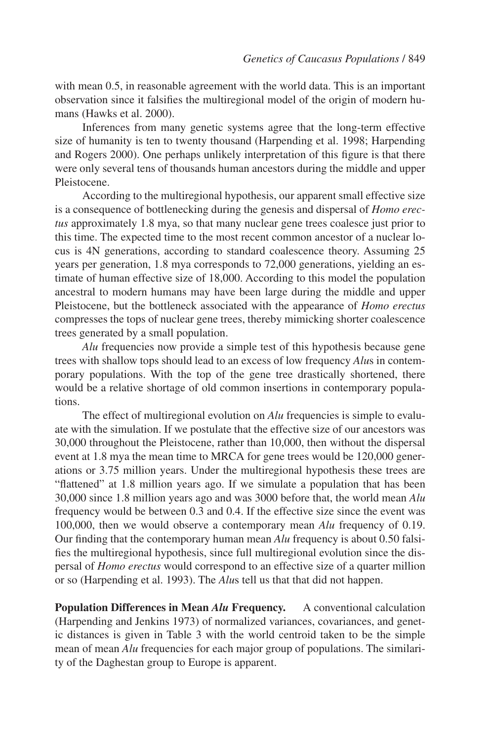with mean 0.5, in reasonable agreement with the world data. This is an important observation since it falsifies the multiregional model of the origin of modern humans (Hawks et al. 2000).

Inferences from many genetic systems agree that the long-term effective size of humanity is ten to twenty thousand (Harpending et al. 1998; Harpending and Rogers 2000). One perhaps unlikely interpretation of this figure is that there were only several tens of thousands human ancestors during the middle and upper Pleistocene.

According to the multiregional hypothesis, our apparent small effective size is a consequence of bottlenecking during the genesis and dispersal of *Homo erectus* approximately 1.8 mya, so that many nuclear gene trees coalesce just prior to this time. The expected time to the most recent common ancestor of a nuclear locus is 4N generations, according to standard coalescence theory. Assuming 25 years per generation, 1.8 mya corresponds to 72,000 generations, yielding an estimate of human effective size of 18,000. According to this model the population ancestral to modern humans may have been large during the middle and upper Pleistocene, but the bottleneck associated with the appearance of *Homo erectus* compresses the tops of nuclear gene trees, thereby mimicking shorter coalescence trees generated by a small population.

*Alu* frequencies now provide a simple test of this hypothesis because gene trees with shallow tops should lead to an excess of low frequency *Alu*s in contemporary populations. With the top of the gene tree drastically shortened, there would be a relative shortage of old common insertions in contemporary populations.

The effect of multiregional evolution on *Alu* frequencies is simple to evaluate with the simulation. If we postulate that the effective size of our ancestors was 30,000 throughout the Pleistocene, rather than 10,000, then without the dispersal event at 1.8 mya the mean time to MRCA for gene trees would be 120,000 generations or 3.75 million years. Under the multiregional hypothesis these trees are "flattened" at 1.8 million years ago. If we simulate a population that has been 30,000 since 1.8 million years ago and was 3000 before that, the world mean *Alu* frequency would be between 0.3 and 0.4. If the effective size since the event was 100,000, then we would observe a contemporary mean *Alu* frequency of 0.19. Our finding that the contemporary human mean *Alu* frequency is about 0.50 falsifies the multiregional hypothesis, since full multiregional evolution since the dispersal of *Homo erectus* would correspond to an effective size of a quarter million or so (Harpending et al. 1993). The *Alu*s tell us that that did not happen.

**Population Differences in Mean *Alu* Frequency.** A conventional calculation (Harpending and Jenkins 1973) of normalized variances, covariances, and genetic distances is given in Table 3 with the world centroid taken to be the simple mean of mean *Alu* frequencies for each major group of populations. The similarity of the Daghestan group to Europe is apparent.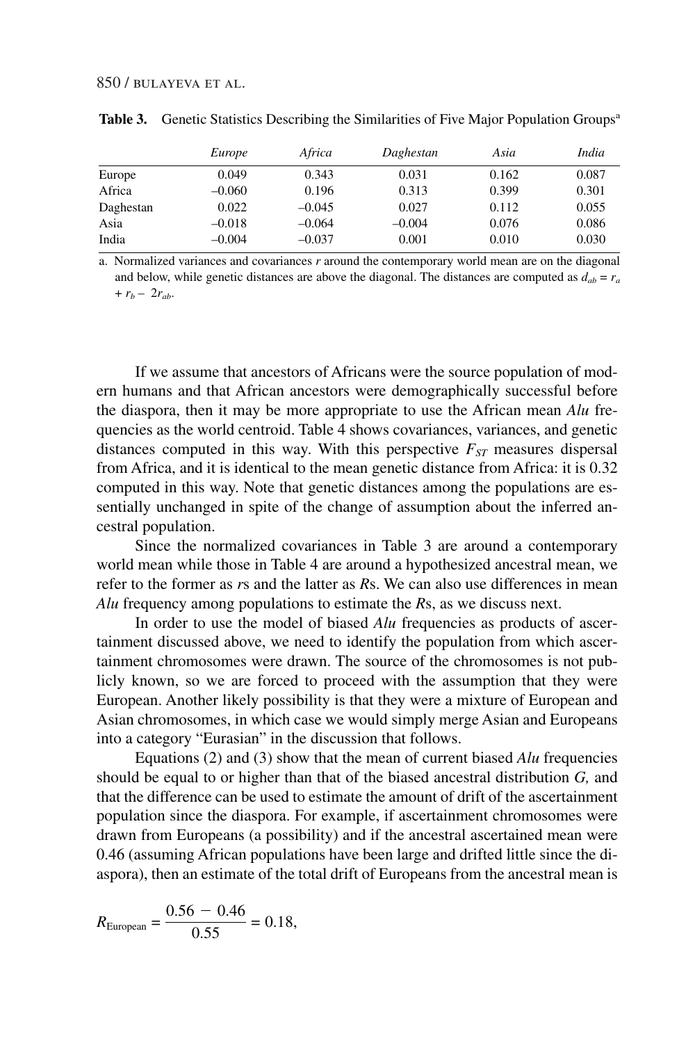**Table 3.** Genetic Statistics Describing the Similarities of Five Major Population Groups[a]

| | *Europe* | *Africa* | *Daghestan* | *Asia* | *India* |
|---|---|---|---|---|---|
| Europe | 0.049 | 0.343 | 0.031 | 0.162 | 0.087 |
| Africa | –0.060 | 0.196 | 0.313 | 0.399 | 0.301 |
| Daghestan | 0.022 | –0.045 | 0.027 | 0.112 | 0.055 |
| Asia | –0.018 | –0.064 | –0.004 | 0.076 | 0.086 |
| India | –0.004 | –0.037 | 0.001 | 0.010 | 0.030 |

a. Normalized variances and covariances $r$ around the contemporary world mean are on the diagonal and below, while genetic distances are above the diagonal. The distances are computed as $d_{ab} = r_a + r_b - 2r_{ab}$.

If we assume that ancestors of Africans were the source population of modern humans and that African ancestors were demographically successful before the diaspora, then it may be more appropriate to use the African mean *Alu* frequencies as the world centroid. Table 4 shows covariances, variances, and genetic distances computed in this way. With this perspective $F_{ST}$ measures dispersal from Africa, and it is identical to the mean genetic distance from Africa: it is 0.32 computed in this way. Note that genetic distances among the populations are essentially unchanged in spite of the change of assumption about the inferred ancestral population.

Since the normalized covariances in Table 3 are around a contemporary world mean while those in Table 4 are around a hypothesized ancestral mean, we refer to the former as *r*s and the latter as *R*s. We can also use differences in mean *Alu* frequency among populations to estimate the *R*s, as we discuss next.

In order to use the model of biased *Alu* frequencies as products of ascertainment discussed above, we need to identify the population from which ascertainment chromosomes were drawn. The source of the chromosomes is not publicly known, so we are forced to proceed with the assumption that they were European. Another likely possibility is that they were a mixture of European and Asian chromosomes, in which case we would simply merge Asian and Europeans into a category "Eurasian" in the discussion that follows.

Equations (2) and (3) show that the mean of current biased *Alu* frequencies should be equal to or higher than that of the biased ancestral distribution *G,* and that the difference can be used to estimate the amount of drift of the ascertainment population since the diaspora. For example, if ascertainment chromosomes were drawn from Europeans (a possibility) and if the ancestral ascertained mean were 0.46 (assuming African populations have been large and drifted little since the diaspora), then an estimate of the total drift of Europeans from the ancestral mean is

$$R_{\text{European}} = \frac{0.56 - 0.46}{0.55} = 0.18,$$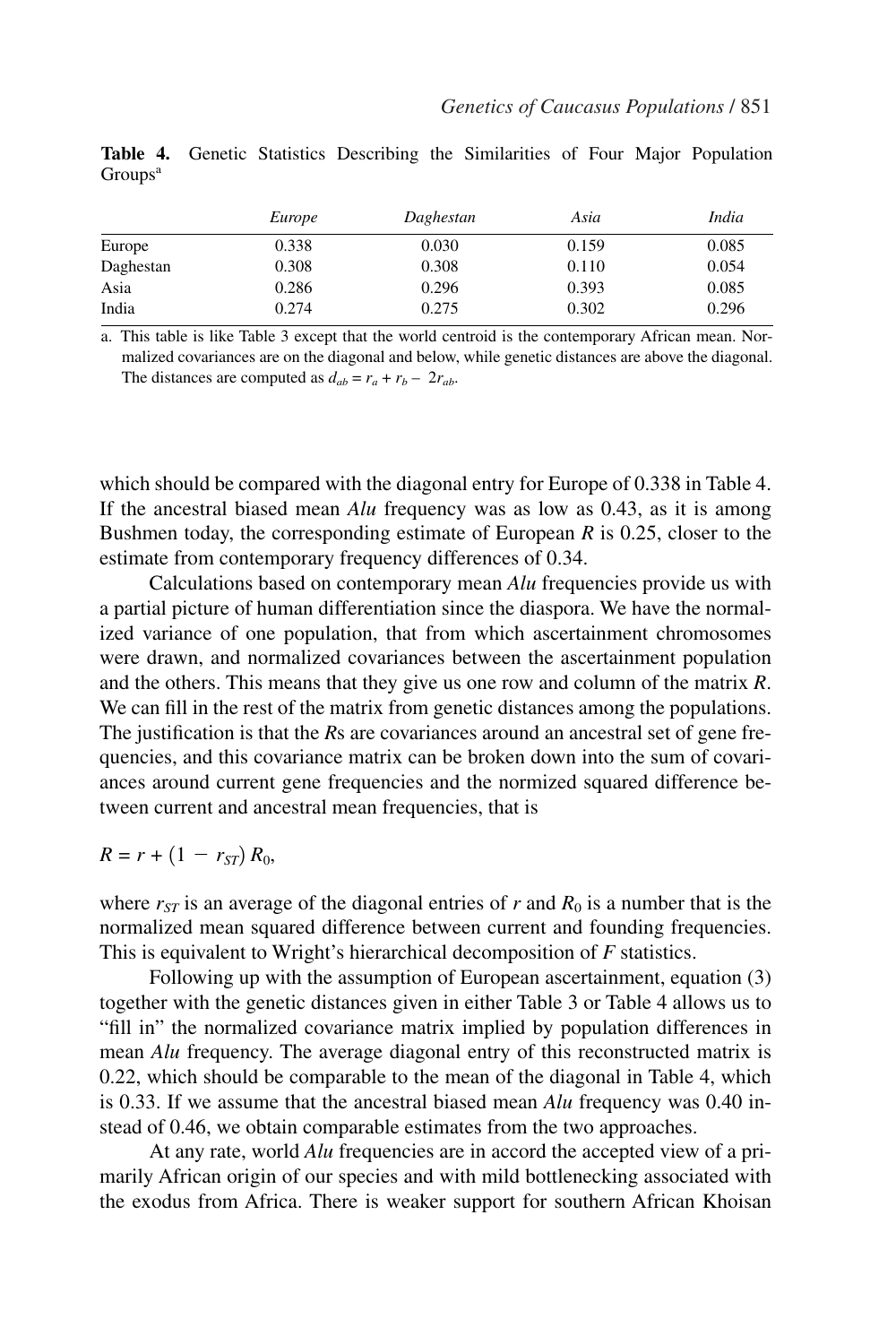**Table 4.** Genetic Statistics Describing the Similarities of Four Major Population Groups[a]

| | *Europe* | *Daghestan* | *Asia* | *India* |
|---|---|---|---|---|
| Europe | 0.338 | 0.030 | 0.159 | 0.085 |
| Daghestan | 0.308 | 0.308 | 0.110 | 0.054 |
| Asia | 0.286 | 0.296 | 0.393 | 0.085 |
| India | 0.274 | 0.275 | 0.302 | 0.296 |

a. This table is like Table 3 except that the world centroid is the contemporary African mean. Normalized covariances are on the diagonal and below, while genetic distances are above the diagonal. The distances are computed as $d_{ab} = r_a + r_b - 2r_{ab}$.

which should be compared with the diagonal entry for Europe of 0.338 in Table 4. If the ancestral biased mean *Alu* frequency was as low as 0.43, as it is among Bushmen today, the corresponding estimate of European $R$ is 0.25, closer to the estimate from contemporary frequency differences of 0.34.

Calculations based on contemporary mean *Alu* frequencies provide us with a partial picture of human differentiation since the diaspora. We have the normalized variance of one population, that from which ascertainment chromosomes were drawn, and normalized covariances between the ascertainment population and the others. This means that they give us one row and column of the matrix $R$. We can fill in the rest of the matrix from genetic distances among the populations. The justification is that the $R$s are covariances around an ancestral set of gene frequencies, and this covariance matrix can be broken down into the sum of covariances around current gene frequencies and the normized squared difference between current and ancestral mean frequencies, that is

$$R = r + (1 - r_{ST})\, R_0,$$

where $r_{ST}$ is an average of the diagonal entries of $r$ and $R_0$ is a number that is the normalized mean squared difference between current and founding frequencies. This is equivalent to Wright's hierarchical decomposition of $F$ statistics.

Following up with the assumption of European ascertainment, equation (3) together with the genetic distances given in either Table 3 or Table 4 allows us to "fill in" the normalized covariance matrix implied by population differences in mean *Alu* frequency. The average diagonal entry of this reconstructed matrix is 0.22, which should be comparable to the mean of the diagonal in Table 4, which is 0.33. If we assume that the ancestral biased mean *Alu* frequency was 0.40 instead of 0.46, we obtain comparable estimates from the two approaches.

At any rate, world *Alu* frequencies are in accord the accepted view of a primarily African origin of our species and with mild bottlenecking associated with the exodus from Africa. There is weaker support for southern African Khoisan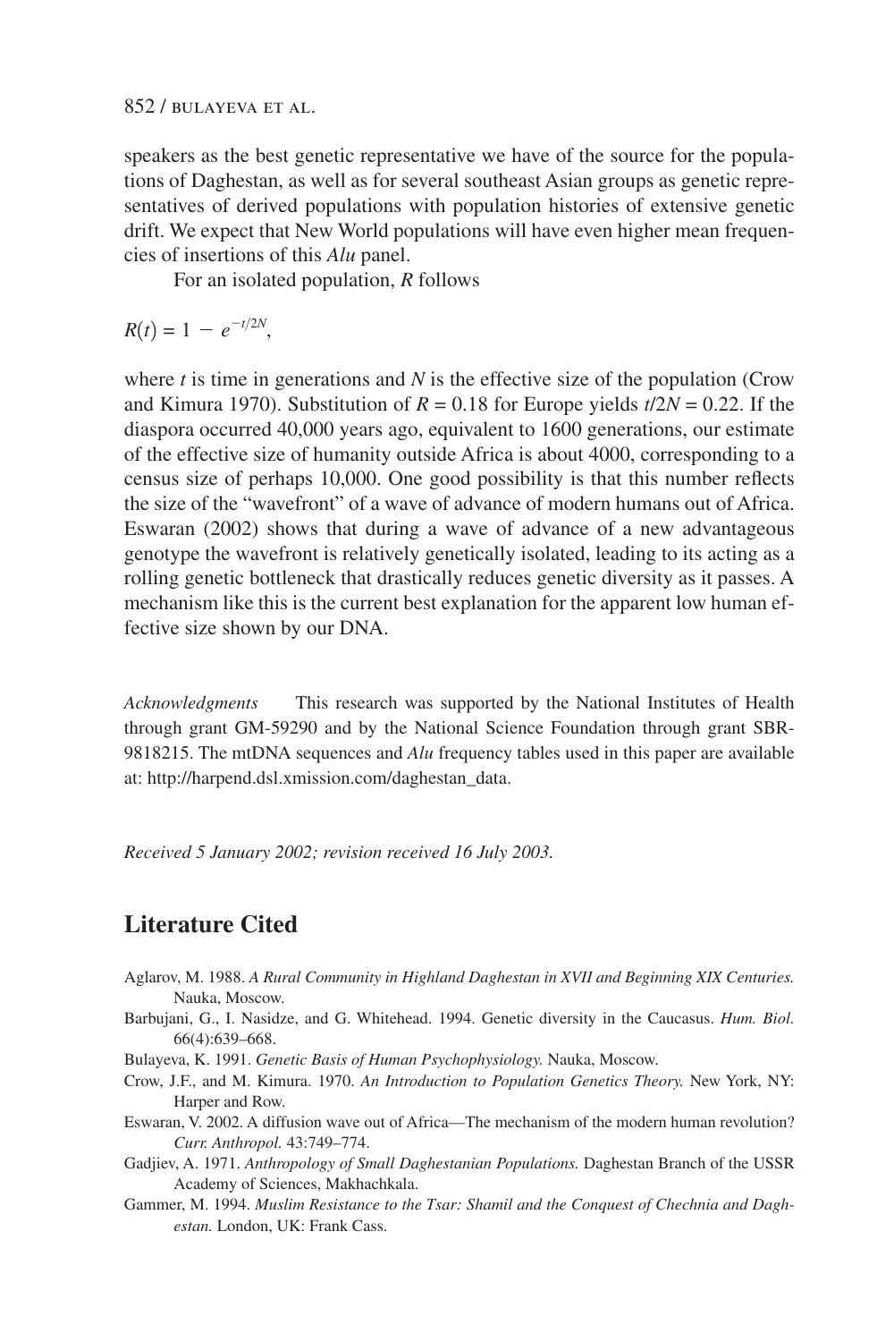speakers as the best genetic representative we have of the source for the populations of Daghestan, as well as for several southeast Asian groups as genetic representatives of derived populations with population histories of extensive genetic drift. We expect that New World populations will have even higher mean frequencies of insertions of this *Alu* panel.

For an isolated population, $R$ follows

$$R(t) = 1 - e^{-t/2N},$$

where $t$ is time in generations and $N$ is the effective size of the population (Crow and Kimura 1970). Substitution of $R = 0.18$ for Europe yields $t/2N = 0.22$. If the diaspora occurred 40,000 years ago, equivalent to 1600 generations, our estimate of the effective size of humanity outside Africa is about 4000, corresponding to a census size of perhaps 10,000. One good possibility is that this number reflects the size of the "wavefront" of a wave of advance of modern humans out of Africa. Eswaran (2002) shows that during a wave of advance of a new advantageous genotype the wavefront is relatively genetically isolated, leading to its acting as a rolling genetic bottleneck that drastically reduces genetic diversity as it passes. A mechanism like this is the current best explanation for the apparent low human effective size shown by our DNA.

*Acknowledgments* This research was supported by the National Institutes of Health through grant GM-59290 and by the National Science Foundation through grant SBR-9818215. The mtDNA sequences and *Alu* frequency tables used in this paper are available at: http://harpend.dsl.xmission.com/daghestan_data.

*Received 5 January 2002; revision received 16 July 2003.*

## Literature Cited

Aglarov, M. 1988. *A Rural Community in Highland Daghestan in XVII and Beginning XIX Centuries.* Nauka, Moscow.

Barbujani, G., I. Nasidze, and G. Whitehead. 1994. Genetic diversity in the Caucasus. *Hum. Biol.* 66(4):639–668.

Bulayeva, K. 1991. *Genetic Basis of Human Psychophysiology.* Nauka, Moscow.

Crow, J.F., and M. Kimura. 1970. *An Introduction to Population Genetics Theory.* New York, NY: Harper and Row.

Eswaran, V. 2002. A diffusion wave out of Africa—The mechanism of the modern human revolution? *Curr. Anthropol.* 43:749–774.

Gadjiev, A. 1971. *Anthropology of Small Daghestanian Populations.* Daghestan Branch of the USSR Academy of Sciences, Makhachkala.

Gammer, M. 1994. *Muslim Resistance to the Tsar: Shamil and the Conquest of Chechnia and Daghestan.* London, UK: Frank Cass.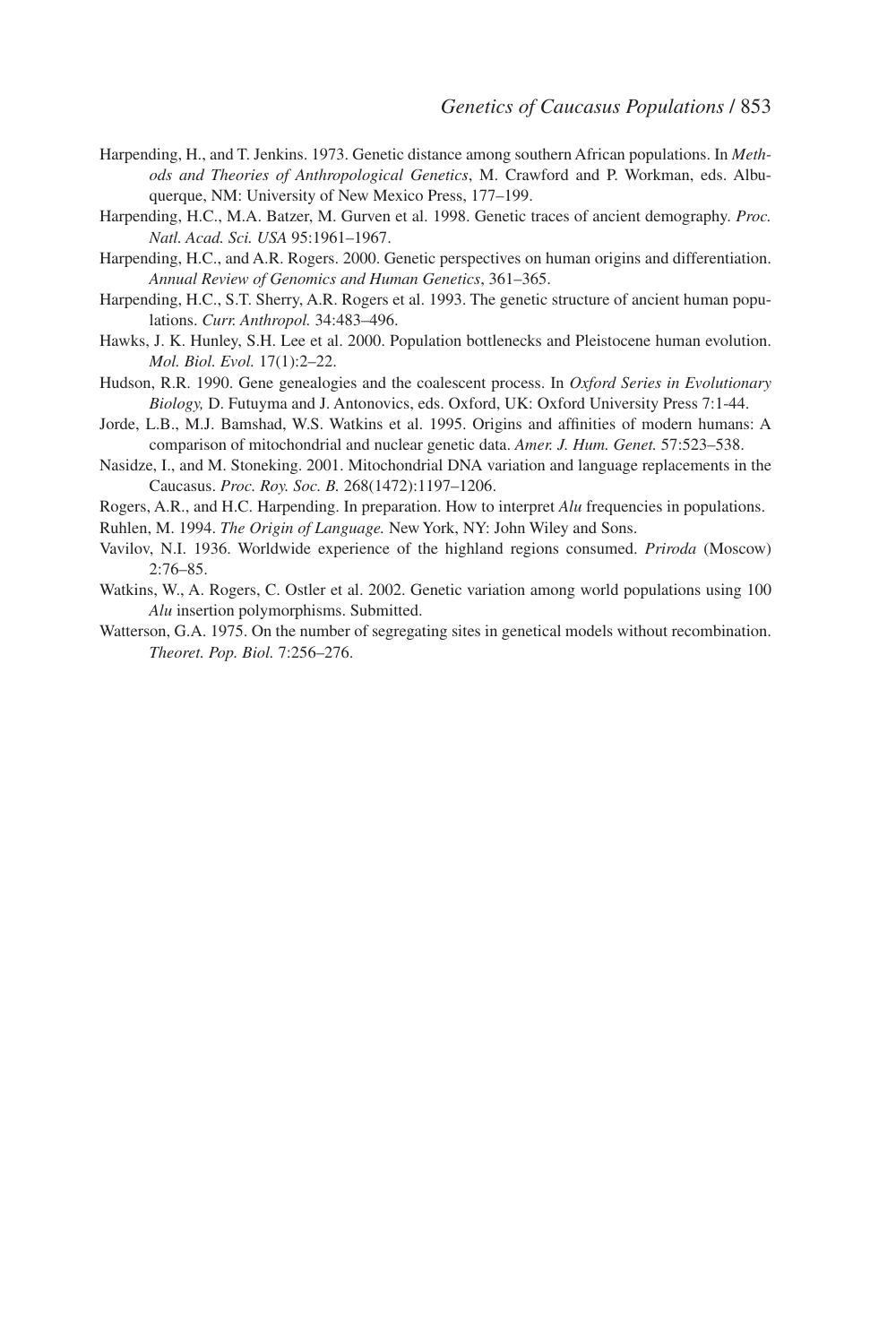Harpending, H., and T. Jenkins. 1973. Genetic distance among southern African populations. In *Methods and Theories of Anthropological Genetics*, M. Crawford and P. Workman, eds. Albuquerque, NM: University of New Mexico Press, 177–199.

Harpending, H.C., M.A. Batzer, M. Gurven et al. 1998. Genetic traces of ancient demography. *Proc. Natl. Acad. Sci. USA* 95:1961–1967.

Harpending, H.C., and A.R. Rogers. 2000. Genetic perspectives on human origins and differentiation. *Annual Review of Genomics and Human Genetics*, 361–365.

Harpending, H.C., S.T. Sherry, A.R. Rogers et al. 1993. The genetic structure of ancient human populations. *Curr. Anthropol.* 34:483–496.

Hawks, J. K. Hunley, S.H. Lee et al. 2000. Population bottlenecks and Pleistocene human evolution. *Mol. Biol. Evol.* 17(1):2–22.

Hudson, R.R. 1990. Gene genealogies and the coalescent process. In *Oxford Series in Evolutionary Biology,* D. Futuyma and J. Antonovics, eds. Oxford, UK: Oxford University Press 7:1-44.

Jorde, L.B., M.J. Bamshad, W.S. Watkins et al. 1995. Origins and affinities of modern humans: A comparison of mitochondrial and nuclear genetic data. *Amer. J. Hum. Genet.* 57:523–538.

Nasidze, I., and M. Stoneking. 2001. Mitochondrial DNA variation and language replacements in the Caucasus. *Proc. Roy. Soc. B.* 268(1472):1197–1206.

Rogers, A.R., and H.C. Harpending. In preparation. How to interpret *Alu* frequencies in populations.

Ruhlen, M. 1994. *The Origin of Language.* New York, NY: John Wiley and Sons.

Vavilov, N.I. 1936. Worldwide experience of the highland regions consumed. *Priroda* (Moscow) 2:76–85.

Watkins, W., A. Rogers, C. Ostler et al. 2002. Genetic variation among world populations using 100 *Alu* insertion polymorphisms. Submitted.

Watterson, G.A. 1975. On the number of segregating sites in genetical models without recombination. *Theoret. Pop. Biol.* 7:256–276.